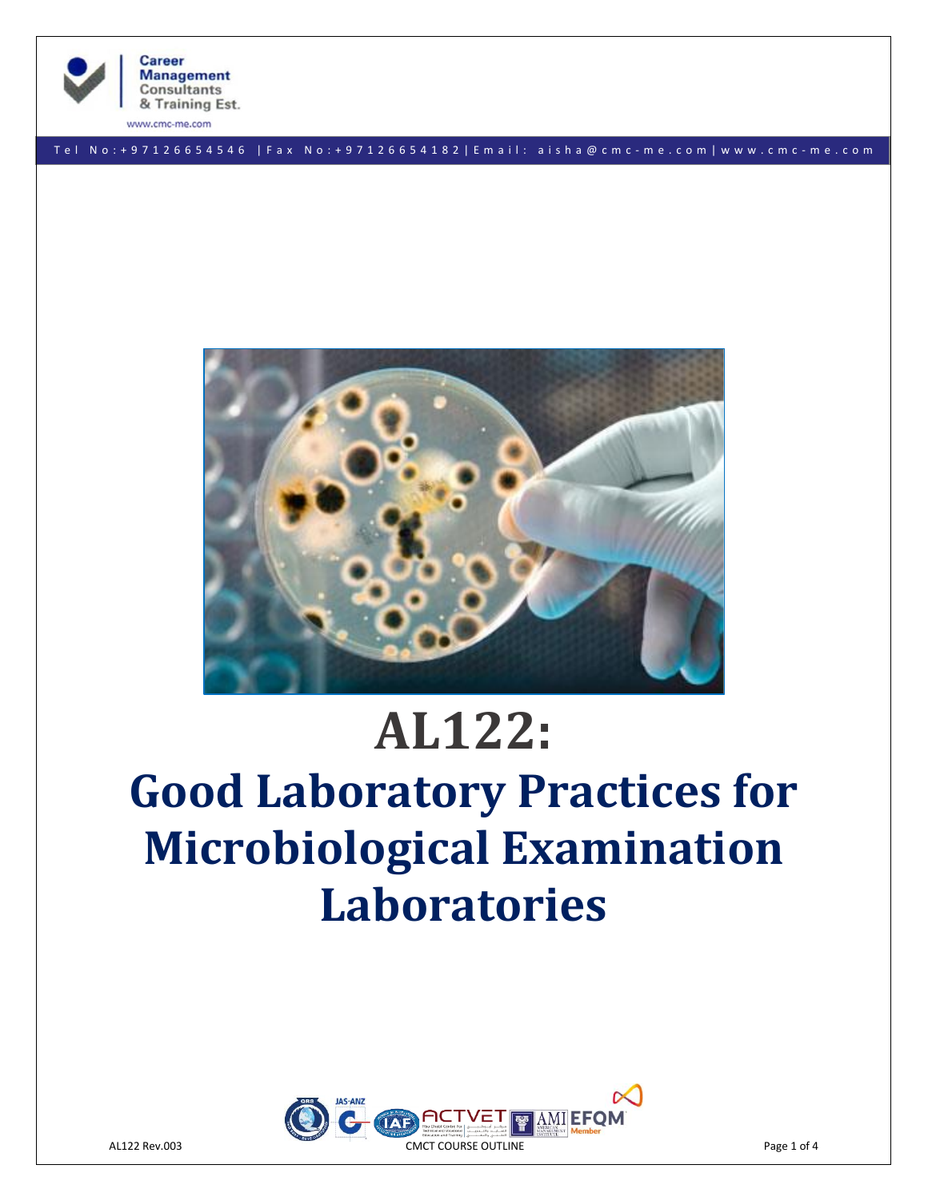# AL122:

# Good Laboratory Practices for Microbiological Examination Laboratories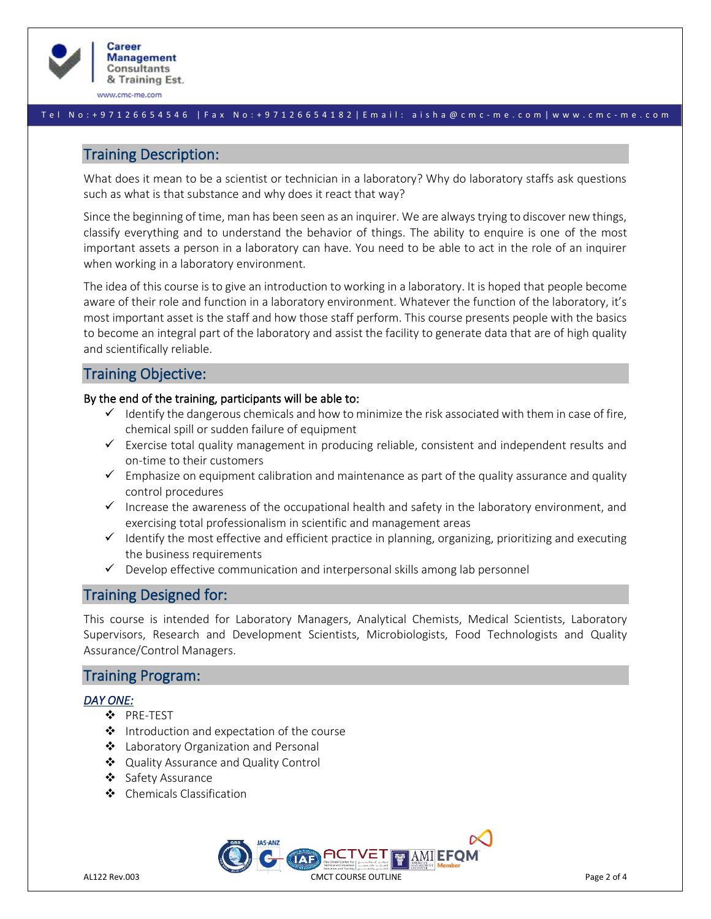## Training Description:

What does it mean to be a scientist or technician in a laboratory? Why do laboratory staffs ask questions such as what is that substance and why does it react that way?

Since the beginning of time, man has been seen as an inquirer. We are always trying to discover new things, classify everything and to understand the behavior of things. The ability to enquire is one of the most important assets a person in a laboratory can have. You need to be able to act in the role of an inquirer when working in a laboratory environment.

The idea of this course is to give an introduction to working in a laboratory. It is hoped that people become aware of their role and function in a laboratory environment. Whatever the function of the laboratory, it's most important asset is the staff and how those staff perform. This course presents people with the basics to become an integral part of the laboratory and assist the facility to generate data that are of high quality and scientifically reliable.

## Training Objective:

**By the end of the training, participants will be able to:**

- ✓ Identify the dangerous chemicals and how to minimize the risk associated with them in case of fire, chemical spill or sudden failure of equipment
- ✓ Exercise total quality management in producing reliable, consistent and independent results and on-time to their customers
- ✓ Emphasize on equipment calibration and maintenance as part of the quality assurance and quality control procedures
- ✓ Increase the awareness of the occupational health and safety in the laboratory environment, and exercising total professionalism in scientific and management areas
- ✓ Identify the most effective and efficient practice in planning, organizing, prioritizing and executing the business requirements
- ✓ Develop effective communication and interpersonal skills among lab personnel

## Training Designed for:

This course is intended for Laboratory Managers, Analytical Chemists, Medical Scientists, Laboratory Supervisors, Research and Development Scientists, Microbiologists, Food Technologists and Quality Assurance/Control Managers.

## Training Program:

***DAY ONE:***

- ❖ PRE-TEST
- ❖ Introduction and expectation of the course
- ❖ Laboratory Organization and Personal
- ❖ Quality Assurance and Quality Control
- ❖ Safety Assurance
- ❖ Chemicals Classification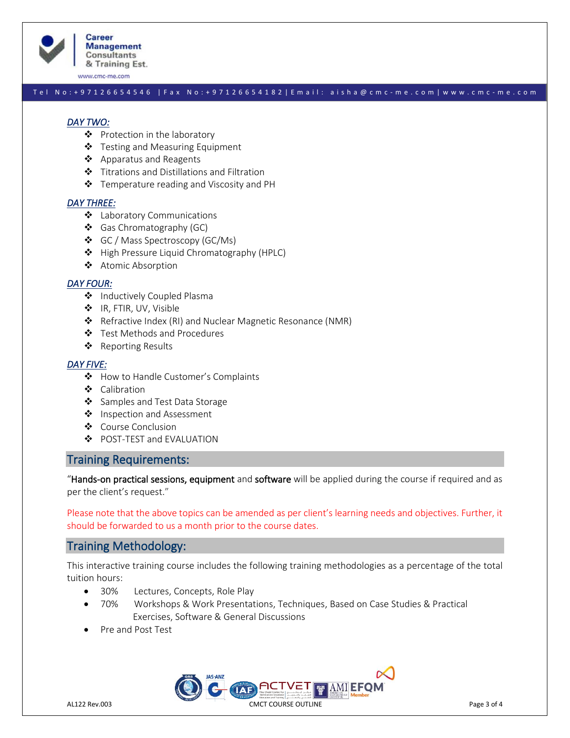***DAY TWO:***

- Protection in the laboratory
- Testing and Measuring Equipment
- Apparatus and Reagents
- Titrations and Distillations and Filtration
- Temperature reading and Viscosity and PH

***DAY THREE:***

- Laboratory Communications
- Gas Chromatography (GC)
- GC / Mass Spectroscopy (GC/Ms)
- High Pressure Liquid Chromatography (HPLC)
- Atomic Absorption

***DAY FOUR:***

- Inductively Coupled Plasma
- IR, FTIR, UV, Visible
- Refractive Index (RI) and Nuclear Magnetic Resonance (NMR)
- Test Methods and Procedures
- Reporting Results

***DAY FIVE:***

- How to Handle Customer's Complaints
- Calibration
- Samples and Test Data Storage
- Inspection and Assessment
- Course Conclusion
- POST-TEST and EVALUATION

## Training Requirements:

"**Hands-on practical sessions, equipment** and **software** will be applied during the course if required and as per the client's request."

Please note that the above topics can be amended as per client's learning needs and objectives. Further, it should be forwarded to us a month prior to the course dates.

## Training Methodology:

This interactive training course includes the following training methodologies as a percentage of the total tuition hours:

- 30% Lectures, Concepts, Role Play
- 70% Workshops & Work Presentations, Techniques, Based on Case Studies & Practical Exercises, Software & General Discussions
- Pre and Post Test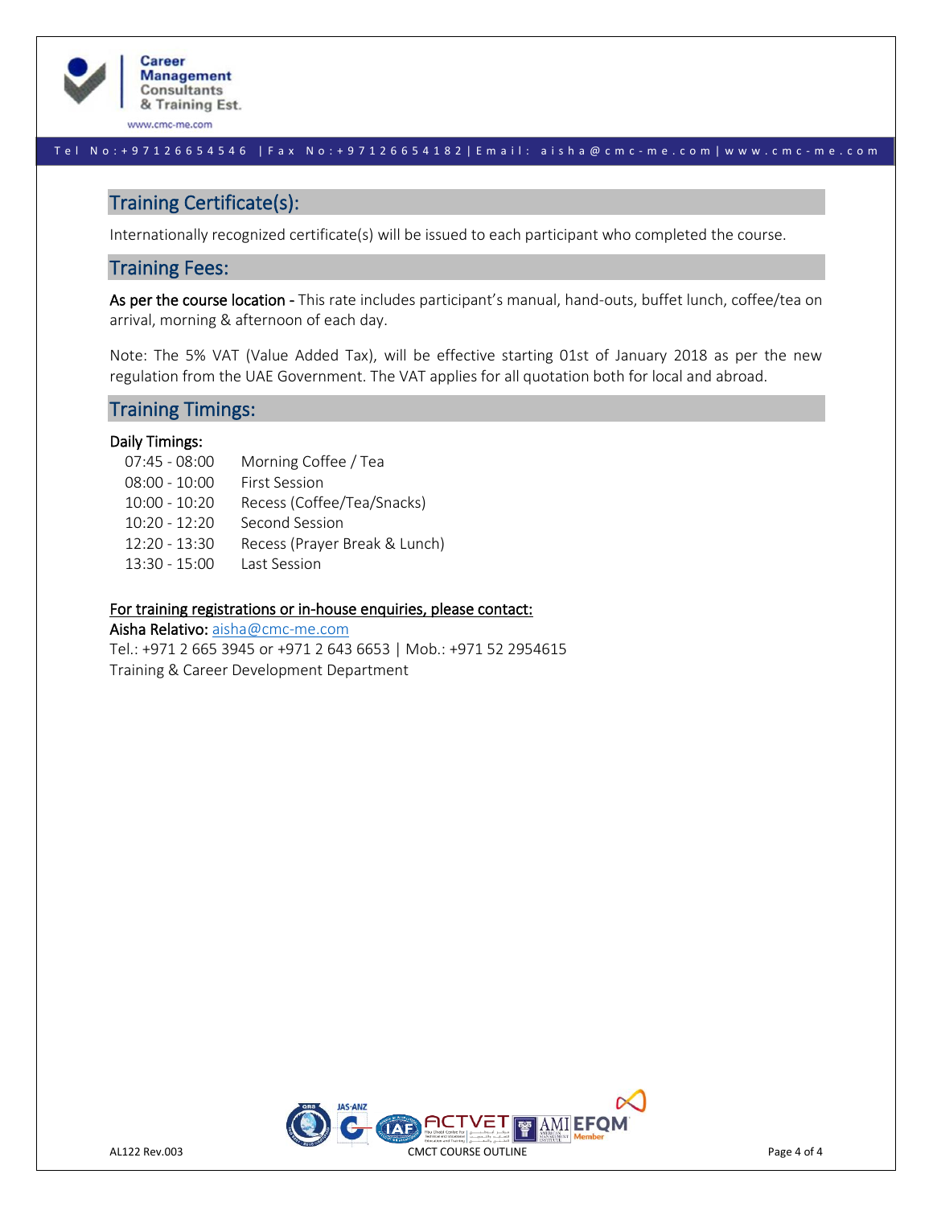## Training Certificate(s):

Internationally recognized certificate(s) will be issued to each participant who completed the course.

## Training Fees:

**As per the course location -** This rate includes participant's manual, hand-outs, buffet lunch, coffee/tea on arrival, morning & afternoon of each day.

Note: The 5% VAT (Value Added Tax), will be effective starting 01st of January 2018 as per the new regulation from the UAE Government. The VAT applies for all quotation both for local and abroad.

## Training Timings:

**Daily Timings:**

| | |
|---|---|
| 07:45 - 08:00 | Morning Coffee / Tea |
| 08:00 - 10:00 | First Session |
| 10:00 - 10:20 | Recess (Coffee/Tea/Snacks) |
| 10:20 - 12:20 | Second Session |
| 12:20 - 13:30 | Recess (Prayer Break & Lunch) |
| 13:30 - 15:00 | Last Session |

**For training registrations or in-house enquiries, please contact:**

**Aisha Relativo:** aisha@cmc-me.com
Tel.: +971 2 665 3945 or +971 2 643 6653 | Mob.: +971 52 2954615
Training & Career Development Department